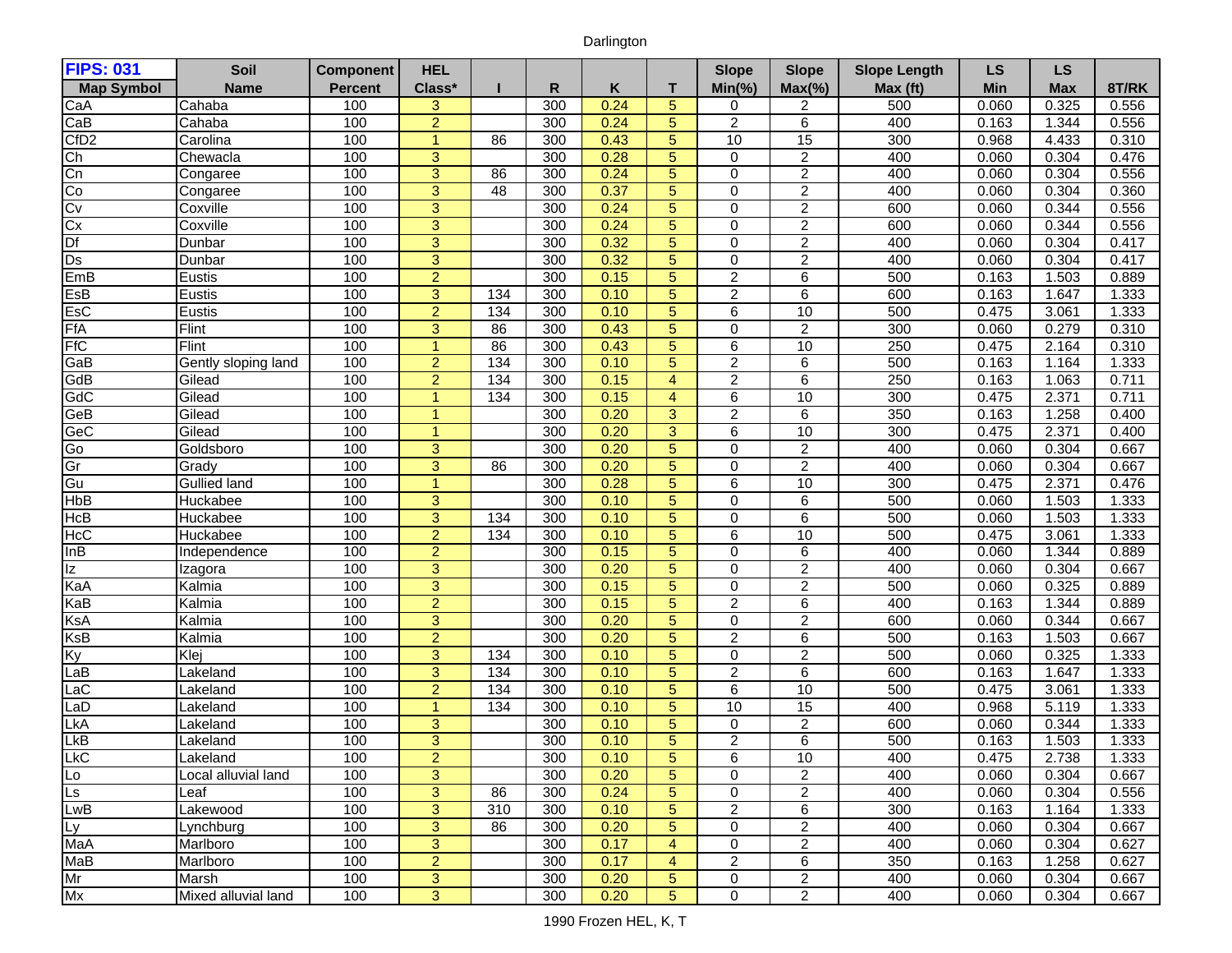Darlington

| FIPS: 031 | Soil | Component | HEL | | | | | Slope | Slope | Slope Length | LS | LS | |
|---|---|---|---|---|---|---|---|---|---|---|---|---|---|
| Map Symbol | Name | Percent | Class* | I | R | K | T | Min(%) | Max(%) | Max (ft) | Min | Max | 8T/RK |
| CaA | Cahaba | 100 | 3 | | 300 | 0.24 | 5 | 0 | 2 | 500 | 0.060 | 0.325 | 0.556 |
| CaB | Cahaba | 100 | 2 | | 300 | 0.24 | 5 | 2 | 6 | 400 | 0.163 | 1.344 | 0.556 |
| CfD2 | Carolina | 100 | 1 | 86 | 300 | 0.43 | 5 | 10 | 15 | 300 | 0.968 | 4.433 | 0.310 |
| Ch | Chewacla | 100 | 3 | | 300 | 0.28 | 5 | 0 | 2 | 400 | 0.060 | 0.304 | 0.476 |
| Cn | Congaree | 100 | 3 | 86 | 300 | 0.24 | 5 | 0 | 2 | 400 | 0.060 | 0.304 | 0.556 |
| Co | Congaree | 100 | 3 | 48 | 300 | 0.37 | 5 | 0 | 2 | 400 | 0.060 | 0.304 | 0.360 |
| Cv | Coxville | 100 | 3 | | 300 | 0.24 | 5 | 0 | 2 | 600 | 0.060 | 0.344 | 0.556 |
| Cx | Coxville | 100 | 3 | | 300 | 0.24 | 5 | 0 | 2 | 600 | 0.060 | 0.344 | 0.556 |
| Df | Dunbar | 100 | 3 | | 300 | 0.32 | 5 | 0 | 2 | 400 | 0.060 | 0.304 | 0.417 |
| Ds | Dunbar | 100 | 3 | | 300 | 0.32 | 5 | 0 | 2 | 400 | 0.060 | 0.304 | 0.417 |
| EmB | Eustis | 100 | 2 | | 300 | 0.15 | 5 | 2 | 6 | 500 | 0.163 | 1.503 | 0.889 |
| EsB | Eustis | 100 | 3 | 134 | 300 | 0.10 | 5 | 2 | 6 | 600 | 0.163 | 1.647 | 1.333 |
| EsC | Eustis | 100 | 2 | 134 | 300 | 0.10 | 5 | 6 | 10 | 500 | 0.475 | 3.061 | 1.333 |
| FfA | Flint | 100 | 3 | 86 | 300 | 0.43 | 5 | 0 | 2 | 300 | 0.060 | 0.279 | 0.310 |
| FfC | Flint | 100 | 1 | 86 | 300 | 0.43 | 5 | 6 | 10 | 250 | 0.475 | 2.164 | 0.310 |
| GaB | Gently sloping land | 100 | 2 | 134 | 300 | 0.10 | 5 | 2 | 6 | 500 | 0.163 | 1.164 | 1.333 |
| GdB | Gilead | 100 | 2 | 134 | 300 | 0.15 | 4 | 2 | 6 | 250 | 0.163 | 1.063 | 0.711 |
| GdC | Gilead | 100 | 1 | 134 | 300 | 0.15 | 4 | 6 | 10 | 300 | 0.475 | 2.371 | 0.711 |
| GeB | Gilead | 100 | 1 | | 300 | 0.20 | 3 | 2 | 6 | 350 | 0.163 | 1.258 | 0.400 |
| GeC | Gilead | 100 | 1 | | 300 | 0.20 | 3 | 6 | 10 | 300 | 0.475 | 2.371 | 0.400 |
| Go | Goldsboro | 100 | 3 | | 300 | 0.20 | 5 | 0 | 2 | 400 | 0.060 | 0.304 | 0.667 |
| Gr | Grady | 100 | 3 | 86 | 300 | 0.20 | 5 | 0 | 2 | 400 | 0.060 | 0.304 | 0.667 |
| Gu | Gullied land | 100 | 1 | | 300 | 0.28 | 5 | 6 | 10 | 300 | 0.475 | 2.371 | 0.476 |
| HbB | Huckabee | 100 | 3 | | 300 | 0.10 | 5 | 0 | 6 | 500 | 0.060 | 1.503 | 1.333 |
| HcB | Huckabee | 100 | 3 | 134 | 300 | 0.10 | 5 | 0 | 6 | 500 | 0.060 | 1.503 | 1.333 |
| HcC | Huckabee | 100 | 2 | 134 | 300 | 0.10 | 5 | 6 | 10 | 500 | 0.475 | 3.061 | 1.333 |
| InB | Independence | 100 | 2 | | 300 | 0.15 | 5 | 0 | 6 | 400 | 0.060 | 1.344 | 0.889 |
| Iz | Izagora | 100 | 3 | | 300 | 0.20 | 5 | 0 | 2 | 400 | 0.060 | 0.304 | 0.667 |
| KaA | Kalmia | 100 | 3 | | 300 | 0.15 | 5 | 0 | 2 | 500 | 0.060 | 0.325 | 0.889 |
| KaB | Kalmia | 100 | 2 | | 300 | 0.15 | 5 | 2 | 6 | 400 | 0.163 | 1.344 | 0.889 |
| KsA | Kalmia | 100 | 3 | | 300 | 0.20 | 5 | 0 | 2 | 600 | 0.060 | 0.344 | 0.667 |
| KsB | Kalmia | 100 | 2 | | 300 | 0.20 | 5 | 2 | 6 | 500 | 0.163 | 1.503 | 0.667 |
| Ky | Klej | 100 | 3 | 134 | 300 | 0.10 | 5 | 0 | 2 | 500 | 0.060 | 0.325 | 1.333 |
| LaB | Lakeland | 100 | 3 | 134 | 300 | 0.10 | 5 | 2 | 6 | 600 | 0.163 | 1.647 | 1.333 |
| LaC | Lakeland | 100 | 2 | 134 | 300 | 0.10 | 5 | 6 | 10 | 500 | 0.475 | 3.061 | 1.333 |
| LaD | Lakeland | 100 | 1 | 134 | 300 | 0.10 | 5 | 10 | 15 | 400 | 0.968 | 5.119 | 1.333 |
| LkA | Lakeland | 100 | 3 | | 300 | 0.10 | 5 | 0 | 2 | 600 | 0.060 | 0.344 | 1.333 |
| LkB | Lakeland | 100 | 3 | | 300 | 0.10 | 5 | 2 | 6 | 500 | 0.163 | 1.503 | 1.333 |
| LkC | Lakeland | 100 | 2 | | 300 | 0.10 | 5 | 6 | 10 | 400 | 0.475 | 2.738 | 1.333 |
| Lo | Local alluvial land | 100 | 3 | | 300 | 0.20 | 5 | 0 | 2 | 400 | 0.060 | 0.304 | 0.667 |
| Ls | Leaf | 100 | 3 | 86 | 300 | 0.24 | 5 | 0 | 2 | 400 | 0.060 | 0.304 | 0.556 |
| LwB | Lakewood | 100 | 3 | 310 | 300 | 0.10 | 5 | 2 | 6 | 300 | 0.163 | 1.164 | 1.333 |
| Ly | Lynchburg | 100 | 3 | 86 | 300 | 0.20 | 5 | 0 | 2 | 400 | 0.060 | 0.304 | 0.667 |
| MaA | Marlboro | 100 | 3 | | 300 | 0.17 | 4 | 0 | 2 | 400 | 0.060 | 0.304 | 0.627 |
| MaB | Marlboro | 100 | 2 | | 300 | 0.17 | 4 | 2 | 6 | 350 | 0.163 | 1.258 | 0.627 |
| Mr | Marsh | 100 | 3 | | 300 | 0.20 | 5 | 0 | 2 | 400 | 0.060 | 0.304 | 0.667 |
| Mx | Mixed alluvial land | 100 | 3 | | 300 | 0.20 | 5 | 0 | 2 | 400 | 0.060 | 0.304 | 0.667 |

1990 Frozen HEL, K, T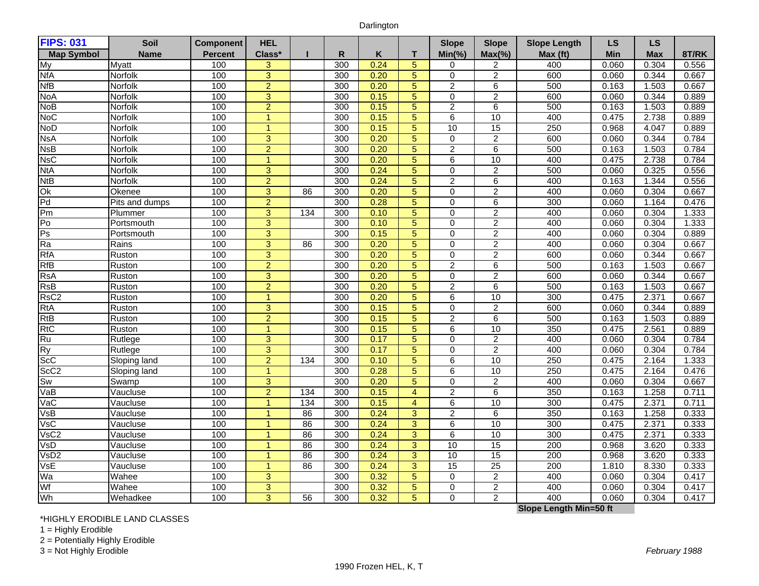Darlington

| FIPS: 031 Map Symbol | Soil Name | Component Percent | HEL Class* | I | R | K | T | Slope Min(%) | Slope Max(%) | Slope Length Max (ft) | LS Min | LS Max | 8T/RK |
|---|---|---|---|---|---|---|---|---|---|---|---|---|---|
| My | Myatt | 100 | 3 | | 300 | 0.24 | 5 | 0 | 2 | 400 | 0.060 | 0.304 | 0.556 |
| NfA | Norfolk | 100 | 3 | | 300 | 0.20 | 5 | 0 | 2 | 600 | 0.060 | 0.344 | 0.667 |
| NfB | Norfolk | 100 | 2 | | 300 | 0.20 | 5 | 2 | 6 | 500 | 0.163 | 1.503 | 0.667 |
| NoA | Norfolk | 100 | 3 | | 300 | 0.15 | 5 | 0 | 2 | 600 | 0.060 | 0.344 | 0.889 |
| NoB | Norfolk | 100 | 2 | | 300 | 0.15 | 5 | 2 | 6 | 500 | 0.163 | 1.503 | 0.889 |
| NoC | Norfolk | 100 | 1 | | 300 | 0.15 | 5 | 6 | 10 | 400 | 0.475 | 2.738 | 0.889 |
| NoD | Norfolk | 100 | 1 | | 300 | 0.15 | 5 | 10 | 15 | 250 | 0.968 | 4.047 | 0.889 |
| NsA | Norfolk | 100 | 3 | | 300 | 0.20 | 5 | 0 | 2 | 600 | 0.060 | 0.344 | 0.784 |
| NsB | Norfolk | 100 | 2 | | 300 | 0.20 | 5 | 2 | 6 | 500 | 0.163 | 1.503 | 0.784 |
| NsC | Norfolk | 100 | 1 | | 300 | 0.20 | 5 | 6 | 10 | 400 | 0.475 | 2.738 | 0.784 |
| NtA | Norfolk | 100 | 3 | | 300 | 0.24 | 5 | 0 | 2 | 500 | 0.060 | 0.325 | 0.556 |
| NtB | Norfolk | 100 | 2 | | 300 | 0.24 | 5 | 2 | 6 | 400 | 0.163 | 1.344 | 0.556 |
| Ok | Okenee | 100 | 3 | 86 | 300 | 0.20 | 5 | 0 | 2 | 400 | 0.060 | 0.304 | 0.667 |
| Pd | Pits and dumps | 100 | 2 | | 300 | 0.28 | 5 | 0 | 6 | 300 | 0.060 | 1.164 | 0.476 |
| Pm | Plummer | 100 | 3 | 134 | 300 | 0.10 | 5 | 0 | 2 | 400 | 0.060 | 0.304 | 1.333 |
| Po | Portsmouth | 100 | 3 | | 300 | 0.10 | 5 | 0 | 2 | 400 | 0.060 | 0.304 | 1.333 |
| Ps | Portsmouth | 100 | 3 | | 300 | 0.15 | 5 | 0 | 2 | 400 | 0.060 | 0.304 | 0.889 |
| Ra | Rains | 100 | 3 | 86 | 300 | 0.20 | 5 | 0 | 2 | 400 | 0.060 | 0.304 | 0.667 |
| RfA | Ruston | 100 | 3 | | 300 | 0.20 | 5 | 0 | 2 | 600 | 0.060 | 0.344 | 0.667 |
| RfB | Ruston | 100 | 2 | | 300 | 0.20 | 5 | 2 | 6 | 500 | 0.163 | 1.503 | 0.667 |
| RsA | Ruston | 100 | 3 | | 300 | 0.20 | 5 | 0 | 2 | 600 | 0.060 | 0.344 | 0.667 |
| RsB | Ruston | 100 | 2 | | 300 | 0.20 | 5 | 2 | 6 | 500 | 0.163 | 1.503 | 0.667 |
| RsC2 | Ruston | 100 | 1 | | 300 | 0.20 | 5 | 6 | 10 | 300 | 0.475 | 2.371 | 0.667 |
| RtA | Ruston | 100 | 3 | | 300 | 0.15 | 5 | 0 | 2 | 600 | 0.060 | 0.344 | 0.889 |
| RtB | Ruston | 100 | 2 | | 300 | 0.15 | 5 | 2 | 6 | 500 | 0.163 | 1.503 | 0.889 |
| RtC | Ruston | 100 | 1 | | 300 | 0.15 | 5 | 6 | 10 | 350 | 0.475 | 2.561 | 0.889 |
| Ru | Rutlege | 100 | 3 | | 300 | 0.17 | 5 | 0 | 2 | 400 | 0.060 | 0.304 | 0.784 |
| Ry | Rutlege | 100 | 3 | | 300 | 0.17 | 5 | 0 | 2 | 400 | 0.060 | 0.304 | 0.784 |
| ScC | Sloping land | 100 | 2 | 134 | 300 | 0.10 | 5 | 6 | 10 | 250 | 0.475 | 2.164 | 1.333 |
| ScC2 | Sloping land | 100 | 1 | | 300 | 0.28 | 5 | 6 | 10 | 250 | 0.475 | 2.164 | 0.476 |
| Sw | Swamp | 100 | 3 | | 300 | 0.20 | 5 | 0 | 2 | 400 | 0.060 | 0.304 | 0.667 |
| VaB | Vaucluse | 100 | 2 | 134 | 300 | 0.15 | 4 | 2 | 6 | 350 | 0.163 | 1.258 | 0.711 |
| VaC | Vaucluse | 100 | 1 | 134 | 300 | 0.15 | 4 | 6 | 10 | 300 | 0.475 | 2.371 | 0.711 |
| VsB | Vaucluse | 100 | 1 | 86 | 300 | 0.24 | 3 | 2 | 6 | 350 | 0.163 | 1.258 | 0.333 |
| VsC | Vaucluse | 100 | 1 | 86 | 300 | 0.24 | 3 | 6 | 10 | 300 | 0.475 | 2.371 | 0.333 |
| VsC2 | Vaucluse | 100 | 1 | 86 | 300 | 0.24 | 3 | 6 | 10 | 300 | 0.475 | 2.371 | 0.333 |
| VsD | Vaucluse | 100 | 1 | 86 | 300 | 0.24 | 3 | 10 | 15 | 200 | 0.968 | 3.620 | 0.333 |
| VsD2 | Vaucluse | 100 | 1 | 86 | 300 | 0.24 | 3 | 10 | 15 | 200 | 0.968 | 3.620 | 0.333 |
| VsE | Vaucluse | 100 | 1 | 86 | 300 | 0.24 | 3 | 15 | 25 | 200 | 1.810 | 8.330 | 0.333 |
| Wa | Wahee | 100 | 3 | | 300 | 0.32 | 5 | 0 | 2 | 400 | 0.060 | 0.304 | 0.417 |
| Wf | Wahee | 100 | 3 | | 300 | 0.32 | 5 | 0 | 2 | 400 | 0.060 | 0.304 | 0.417 |
| Wh | Wehadkee | 100 | 3 | 56 | 300 | 0.32 | 5 | 0 | 2 | 400 | 0.060 | 0.304 | 0.417 |

**Slope Length Min=50 ft**

*HIGHLY ERODIBLE LAND CLASSES
1 = Highly Erodible
2 = Potentially Highly Erodible
3 = Not Highly Erodible

*February 1988*

1990 Frozen HEL, K, T